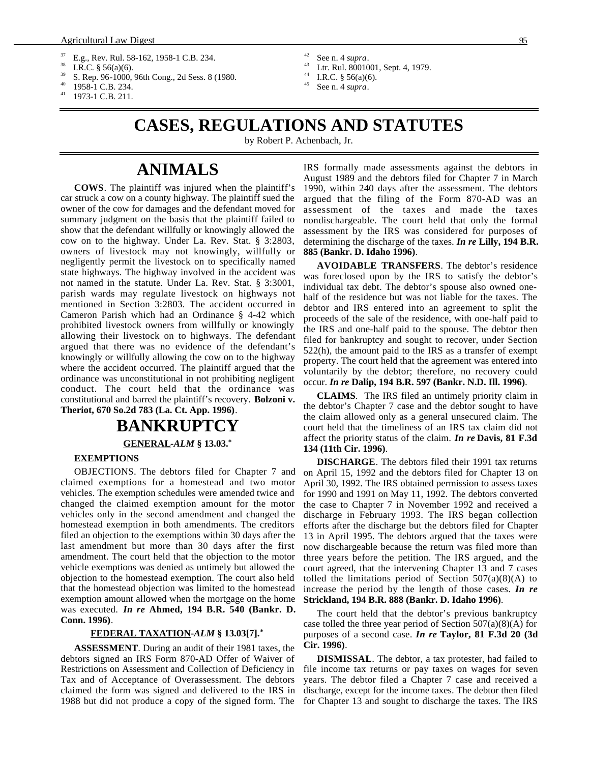[37] E.g., Rev. Rul. 58-162, 1958-1 C.B. 234.

[38] I.R.C. § 56(a)(6).

[39] S. Rep. 96-1000, 96th Cong., 2d Sess. 8 (1980.

[40] 1958-1 C.B. 234.

[41] 1973-1 C.B. 211.

[42] See n. 4 *supra*.

[43] Ltr. Rul. 8001001, Sept. 4, 1979.

[44] I.R.C. § 56(a)(6).

[45] See n. 4 *supra*.

# CASES, REGULATIONS AND STATUTES

by Robert P. Achenbach, Jr.

## ANIMALS

**COWS**. The plaintiff was injured when the plaintiff's car struck a cow on a county highway. The plaintiff sued the owner of the cow for damages and the defendant moved for summary judgment on the basis that the plaintiff failed to show that the defendant willfully or knowingly allowed the cow on to the highway. Under La. Rev. Stat. § 3:2803, owners of livestock may not knowingly, willfully or negligently permit the livestock on to specifically named state highways. The highway involved in the accident was not named in the statute. Under La. Rev. Stat. § 3:3001, parish wards may regulate livestock on highways not mentioned in Section 3:2803. The accident occurred in Cameron Parish which had an Ordinance § 4-42 which prohibited livestock owners from willfully or knowingly allowing their livestock on to highways. The defendant argued that there was no evidence of the defendant's knowingly or willfully allowing the cow on to the highway where the accident occurred. The plaintiff argued that the ordinance was unconstitutional in not prohibiting negligent conduct. The court held that the ordinance was constitutional and barred the plaintiff's recovery. **Bolzoni v. Theriot, 670 So.2d 783 (La. Ct. App. 1996)**.

## BANKRUPTCY

### GENERAL-*ALM* § 13.03.*

**EXEMPTIONS**

OBJECTIONS. The debtors filed for Chapter 7 and claimed exemptions for a homestead and two motor vehicles. The exemption schedules were amended twice and changed the claimed exemption amount for the motor vehicles only in the second amendment and changed the homestead exemption in both amendments. The creditors filed an objection to the exemptions within 30 days after the last amendment but more than 30 days after the first amendment. The court held that the objection to the motor vehicle exemptions was denied as untimely but allowed the objection to the homestead exemption. The court also held that the homestead objection was limited to the homestead exemption amount allowed when the mortgage on the home was executed. ***In re*** **Ahmed, 194 B.R. 540 (Bankr. D. Conn. 1996)**.

### FEDERAL TAXATION-*ALM* § 13.03[7].*

**ASSESSMENT**. During an audit of their 1981 taxes, the debtors signed an IRS Form 870-AD Offer of Waiver of Restrictions on Assessment and Collection of Deficiency in Tax and of Acceptance of Overassessment. The debtors claimed the form was signed and delivered to the IRS in 1988 but did not produce a copy of the signed form. The IRS formally made assessments against the debtors in August 1989 and the debtors filed for Chapter 7 in March 1990, within 240 days after the assessment. The debtors argued that the filing of the Form 870-AD was an assessment of the taxes and made the taxes nondischargeable. The court held that only the formal assessment by the IRS was considered for purposes of determining the discharge of the taxes. ***In re*** **Lilly, 194 B.R. 885 (Bankr. D. Idaho 1996)**.

**AVOIDABLE TRANSFERS**. The debtor's residence was foreclosed upon by the IRS to satisfy the debtor's individual tax debt. The debtor's spouse also owned one-half of the residence but was not liable for the taxes. The debtor and IRS entered into an agreement to split the proceeds of the sale of the residence, with one-half paid to the IRS and one-half paid to the spouse. The debtor then filed for bankruptcy and sought to recover, under Section 522(h), the amount paid to the IRS as a transfer of exempt property. The court held that the agreement was entered into voluntarily by the debtor; therefore, no recovery could occur. ***In re*** **Dalip, 194 B.R. 597 (Bankr. N.D. Ill. 1996)**.

**CLAIMS**. The IRS filed an untimely priority claim in the debtor's Chapter 7 case and the debtor sought to have the claim allowed only as a general unsecured claim. The court held that the timeliness of an IRS tax claim did not affect the priority status of the claim. ***In re*** **Davis, 81 F.3d 134 (11th Cir. 1996)**.

**DISCHARGE**. The debtors filed their 1991 tax returns on April 15, 1992 and the debtors filed for Chapter 13 on April 30, 1992. The IRS obtained permission to assess taxes for 1990 and 1991 on May 11, 1992. The debtors converted the case to Chapter 7 in November 1992 and received a discharge in February 1993. The IRS began collection efforts after the discharge but the debtors filed for Chapter 13 in April 1995. The debtors argued that the taxes were now dischargeable because the return was filed more than three years before the petition. The IRS argued, and the court agreed, that the intervening Chapter 13 and 7 cases tolled the limitations period of Section 507(a)(8)(A) to increase the period by the length of those cases. ***In re*** **Strickland, 194 B.R. 888 (Bankr. D. Idaho 1996)**.

The court held that the debtor's previous bankruptcy case tolled the three year period of Section 507(a)(8)(A) for purposes of a second case. ***In re*** **Taylor, 81 F.3d 20 (3d Cir. 1996)**.

**DISMISSAL**. The debtor, a tax protester, had failed to file income tax returns or pay taxes on wages for seven years. The debtor filed a Chapter 7 case and received a discharge, except for the income taxes. The debtor then filed for Chapter 13 and sought to discharge the taxes. The IRS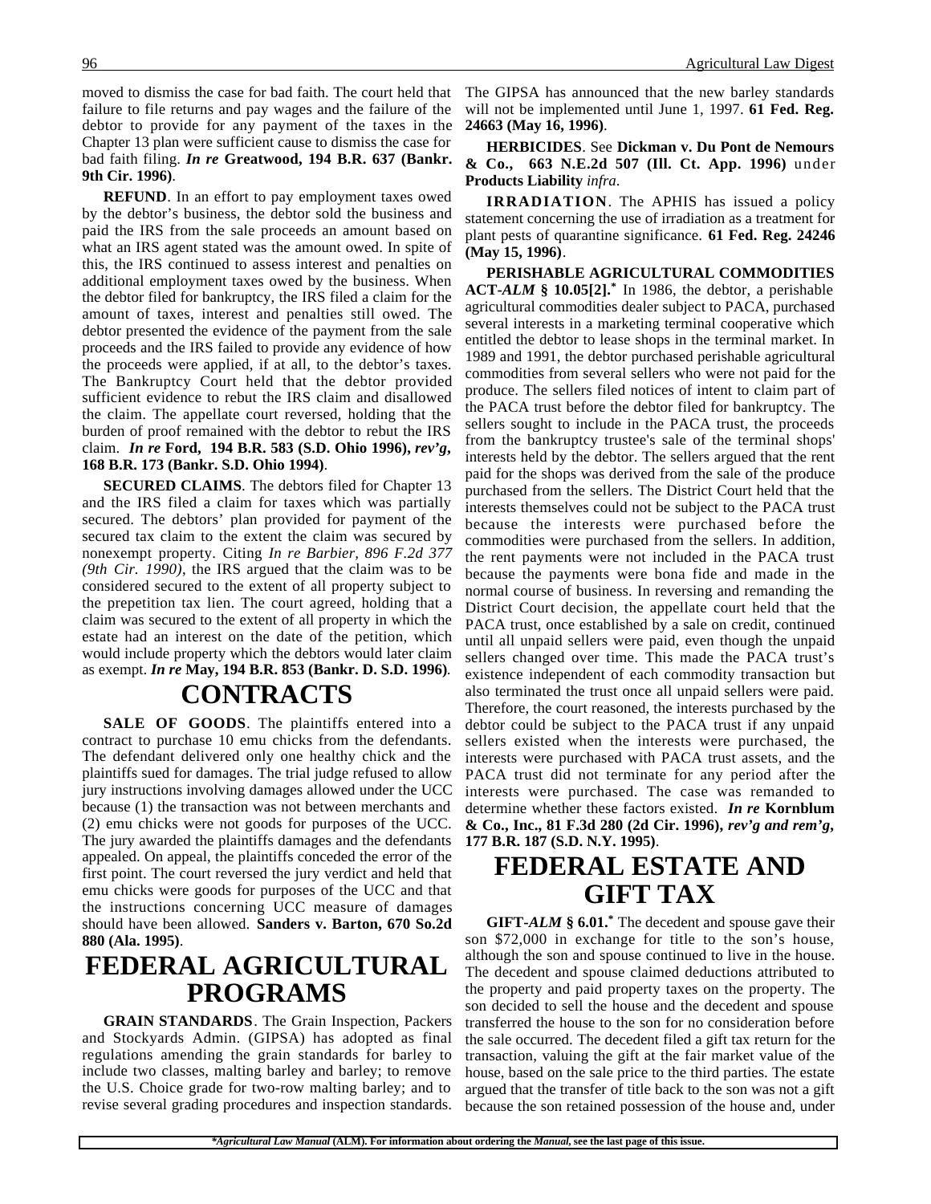moved to dismiss the case for bad faith. The court held that failure to file returns and pay wages and the failure of the debtor to provide for any payment of the taxes in the Chapter 13 plan were sufficient cause to dismiss the case for bad faith filing. ***In re* Greatwood, 194 B.R. 637 (Bankr. 9th Cir. 1996)**.

**REFUND**. In an effort to pay employment taxes owed by the debtor's business, the debtor sold the business and paid the IRS from the sale proceeds an amount based on what an IRS agent stated was the amount owed. In spite of this, the IRS continued to assess interest and penalties on additional employment taxes owed by the business. When the debtor filed for bankruptcy, the IRS filed a claim for the amount of taxes, interest and penalties still owed. The debtor presented the evidence of the payment from the sale proceeds and the IRS failed to provide any evidence of how the proceeds were applied, if at all, to the debtor's taxes. The Bankruptcy Court held that the debtor provided sufficient evidence to rebut the IRS claim and disallowed the claim. The appellate court reversed, holding that the burden of proof remained with the debtor to rebut the IRS claim. ***In re* Ford, 194 B.R. 583 (S.D. Ohio 1996), *rev'g*, 168 B.R. 173 (Bankr. S.D. Ohio 1994)**.

**SECURED CLAIMS**. The debtors filed for Chapter 13 and the IRS filed a claim for taxes which was partially secured. The debtors' plan provided for payment of the secured tax claim to the extent the claim was secured by nonexempt property. Citing *In re Barbier, 896 F.2d 377 (9th Cir. 1990)*, the IRS argued that the claim was to be considered secured to the extent of all property subject to the prepetition tax lien. The court agreed, holding that a claim was secured to the extent of all property in which the estate had an interest on the date of the petition, which would include property which the debtors would later claim as exempt. ***In re* May, 194 B.R. 853 (Bankr. D. S.D. 1996)**.

# CONTRACTS

**SALE OF GOODS**. The plaintiffs entered into a contract to purchase 10 emu chicks from the defendants. The defendant delivered only one healthy chick and the plaintiffs sued for damages. The trial judge refused to allow jury instructions involving damages allowed under the UCC because (1) the transaction was not between merchants and (2) emu chicks were not goods for purposes of the UCC. The jury awarded the plaintiffs damages and the defendants appealed. On appeal, the plaintiffs conceded the error of the first point. The court reversed the jury verdict and held that emu chicks were goods for purposes of the UCC and that the instructions concerning UCC measure of damages should have been allowed. **Sanders v. Barton, 670 So.2d 880 (Ala. 1995)**.

# FEDERAL AGRICULTURAL PROGRAMS

**GRAIN STANDARDS**. The Grain Inspection, Packers and Stockyards Admin. (GIPSA) has adopted as final regulations amending the grain standards for barley to include two classes, malting barley and barley; to remove the U.S. Choice grade for two-row malting barley; and to revise several grading procedures and inspection standards. The GIPSA has announced that the new barley standards will not be implemented until June 1, 1997. **61 Fed. Reg. 24663 (May 16, 1996)**.

**HERBICIDES**. See **Dickman v. Du Pont de Nemours & Co., 663 N.E.2d 507 (Ill. Ct. App. 1996)** under **Products Liability** *infra*.

**IRRADIATION**. The APHIS has issued a policy statement concerning the use of irradiation as a treatment for plant pests of quarantine significance. **61 Fed. Reg. 24246 (May 15, 1996)**.

**PERISHABLE AGRICULTURAL COMMODITIES ACT-*ALM* § 10.05[2].*** In 1986, the debtor, a perishable agricultural commodities dealer subject to PACA, purchased several interests in a marketing terminal cooperative which entitled the debtor to lease shops in the terminal market. In 1989 and 1991, the debtor purchased perishable agricultural commodities from several sellers who were not paid for the produce. The sellers filed notices of intent to claim part of the PACA trust before the debtor filed for bankruptcy. The sellers sought to include in the PACA trust, the proceeds from the bankruptcy trustee's sale of the terminal shops' interests held by the debtor. The sellers argued that the rent paid for the shops was derived from the sale of the produce purchased from the sellers. The District Court held that the interests themselves could not be subject to the PACA trust because the interests were purchased before the commodities were purchased from the sellers. In addition, the rent payments were not included in the PACA trust because the payments were bona fide and made in the normal course of business. In reversing and remanding the District Court decision, the appellate court held that the PACA trust, once established by a sale on credit, continued until all unpaid sellers were paid, even though the unpaid sellers changed over time. This made the PACA trust's existence independent of each commodity transaction but also terminated the trust once all unpaid sellers were paid. Therefore, the court reasoned, the interests purchased by the debtor could be subject to the PACA trust if any unpaid sellers existed when the interests were purchased, the interests were purchased with PACA trust assets, and the PACA trust did not terminate for any period after the interests were purchased. The case was remanded to determine whether these factors existed. ***In re* Kornblum & Co., Inc., 81 F.3d 280 (2d Cir. 1996), *rev'g and rem'g*, 177 B.R. 187 (S.D. N.Y. 1995)**.

# FEDERAL ESTATE AND GIFT TAX

**GIFT-*ALM* § 6.01.*** The decedent and spouse gave their son $72,000 in exchange for title to the son's house, although the son and spouse continued to live in the house. The decedent and spouse claimed deductions attributed to the property and paid property taxes on the property. The son decided to sell the house and the decedent and spouse transferred the house to the son for no consideration before the sale occurred. The decedent filed a gift tax return for the transaction, valuing the gift at the fair market value of the house, based on the sale price to the third parties. The estate argued that the transfer of title back to the son was not a gift because the son retained possession of the house and, under

**Agricultural Law Manual* (ALM). For information about ordering the *Manual*, see the last page of this issue.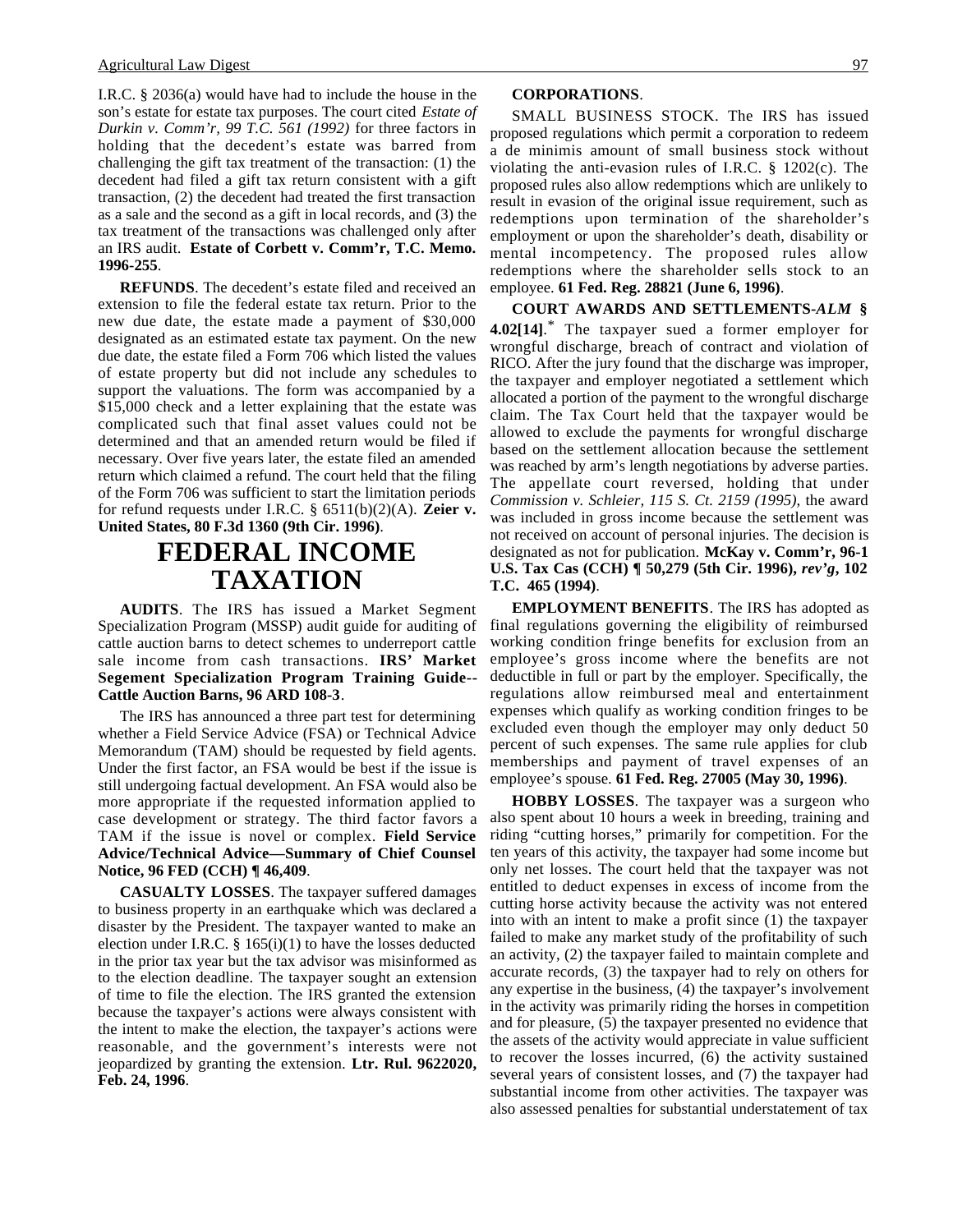I.R.C. § 2036(a) would have had to include the house in the son's estate for estate tax purposes. The court cited *Estate of Durkin v. Comm'r, 99 T.C. 561 (1992)* for three factors in holding that the decedent's estate was barred from challenging the gift tax treatment of the transaction: (1) the decedent had filed a gift tax return consistent with a gift transaction, (2) the decedent had treated the first transaction as a sale and the second as a gift in local records, and (3) the tax treatment of the transactions was challenged only after an IRS audit. **Estate of Corbett v. Comm'r, T.C. Memo. 1996-255**.

**REFUNDS**. The decedent's estate filed and received an extension to file the federal estate tax return. Prior to the new due date, the estate made a payment of $30,000 designated as an estimated estate tax payment. On the new due date, the estate filed a Form 706 which listed the values of estate property but did not include any schedules to support the valuations. The form was accompanied by a $15,000 check and a letter explaining that the estate was complicated such that final asset values could not be determined and that an amended return would be filed if necessary. Over five years later, the estate filed an amended return which claimed a refund. The court held that the filing of the Form 706 was sufficient to start the limitation periods for refund requests under I.R.C. § 6511(b)(2)(A). **Zeier v. United States, 80 F.3d 1360 (9th Cir. 1996)**.

# FEDERAL INCOME TAXATION

**AUDITS**. The IRS has issued a Market Segment Specialization Program (MSSP) audit guide for auditing of cattle auction barns to detect schemes to underreport cattle sale income from cash transactions. **IRS' Market Segement Specialization Program Training Guide--Cattle Auction Barns, 96 ARD 108-3**.

The IRS has announced a three part test for determining whether a Field Service Advice (FSA) or Technical Advice Memorandum (TAM) should be requested by field agents. Under the first factor, an FSA would be best if the issue is still undergoing factual development. An FSA would also be more appropriate if the requested information applied to case development or strategy. The third factor favors a TAM if the issue is novel or complex. **Field Service Advice/Technical Advice—Summary of Chief Counsel Notice, 96 FED (CCH) ¶ 46,409**.

**CASUALTY LOSSES**. The taxpayer suffered damages to business property in an earthquake which was declared a disaster by the President. The taxpayer wanted to make an election under I.R.C. § 165(i)(1) to have the losses deducted in the prior tax year but the tax advisor was misinformed as to the election deadline. The taxpayer sought an extension of time to file the election. The IRS granted the extension because the taxpayer's actions were always consistent with the intent to make the election, the taxpayer's actions were reasonable, and the government's interests were not jeopardized by granting the extension. **Ltr. Rul. 9622020, Feb. 24, 1996**.

**CORPORATIONS**.

SMALL BUSINESS STOCK. The IRS has issued proposed regulations which permit a corporation to redeem a de minimis amount of small business stock without violating the anti-evasion rules of I.R.C. § 1202(c). The proposed rules also allow redemptions which are unlikely to result in evasion of the original issue requirement, such as redemptions upon termination of the shareholder's employment or upon the shareholder's death, disability or mental incompetency. The proposed rules allow redemptions where the shareholder sells stock to an employee. **61 Fed. Reg. 28821 (June 6, 1996)**.

**COURT AWARDS AND SETTLEMENTS-*ALM* § 4.02[14]**.* The taxpayer sued a former employer for wrongful discharge, breach of contract and violation of RICO. After the jury found that the discharge was improper, the taxpayer and employer negotiated a settlement which allocated a portion of the payment to the wrongful discharge claim. The Tax Court held that the taxpayer would be allowed to exclude the payments for wrongful discharge based on the settlement allocation because the settlement was reached by arm's length negotiations by adverse parties. The appellate court reversed, holding that under *Commission v. Schleier, 115 S. Ct. 2159 (1995)*, the award was included in gross income because the settlement was not received on account of personal injuries. The decision is designated as not for publication. **McKay v. Comm'r, 96-1 U.S. Tax Cas (CCH) ¶ 50,279 (5th Cir. 1996), *rev'g*, 102 T.C. 465 (1994)**.

**EMPLOYMENT BENEFITS**. The IRS has adopted as final regulations governing the eligibility of reimbursed working condition fringe benefits for exclusion from an employee's gross income where the benefits are not deductible in full or part by the employer. Specifically, the regulations allow reimbursed meal and entertainment expenses which qualify as working condition fringes to be excluded even though the employer may only deduct 50 percent of such expenses. The same rule applies for club memberships and payment of travel expenses of an employee's spouse. **61 Fed. Reg. 27005 (May 30, 1996)**.

**HOBBY LOSSES**. The taxpayer was a surgeon who also spent about 10 hours a week in breeding, training and riding "cutting horses," primarily for competition. For the ten years of this activity, the taxpayer had some income but only net losses. The court held that the taxpayer was not entitled to deduct expenses in excess of income from the cutting horse activity because the activity was not entered into with an intent to make a profit since (1) the taxpayer failed to make any market study of the profitability of such an activity, (2) the taxpayer failed to maintain complete and accurate records, (3) the taxpayer had to rely on others for any expertise in the business, (4) the taxpayer's involvement in the activity was primarily riding the horses in competition and for pleasure, (5) the taxpayer presented no evidence that the assets of the activity would appreciate in value sufficient to recover the losses incurred, (6) the activity sustained several years of consistent losses, and (7) the taxpayer had substantial income from other activities. The taxpayer was also assessed penalties for substantial understatement of tax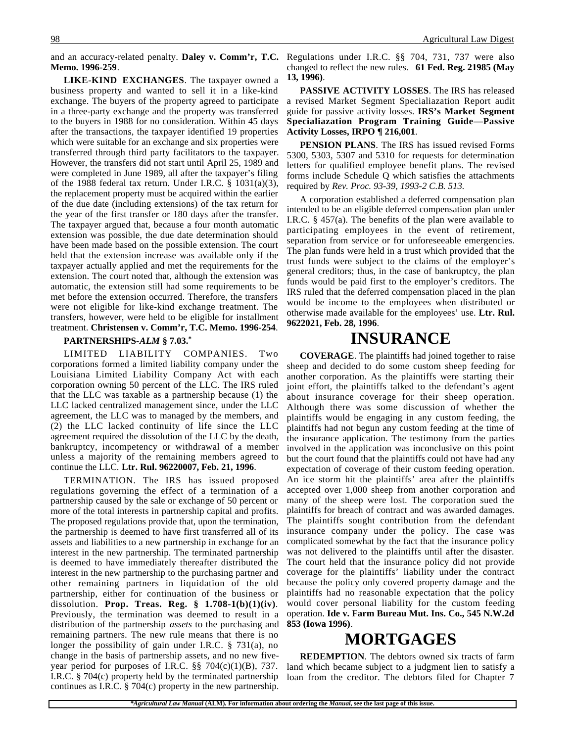and an accuracy-related penalty. **Daley v. Comm'r, T.C. Memo. 1996-259**.

**LIKE-KIND EXCHANGES**. The taxpayer owned a business property and wanted to sell it in a like-kind exchange. The buyers of the property agreed to participate in a three-party exchange and the property was transferred to the buyers in 1988 for no consideration. Within 45 days after the transactions, the taxpayer identified 19 properties which were suitable for an exchange and six properties were transferred through third party facilitators to the taxpayer. However, the transfers did not start until April 25, 1989 and were completed in June 1989, all after the taxpayer's filing of the 1988 federal tax return. Under I.R.C. § 1031(a)(3), the replacement property must be acquired within the earlier of the due date (including extensions) of the tax return for the year of the first transfer or 180 days after the transfer. The taxpayer argued that, because a four month automatic extension was possible, the due date determination should have been made based on the possible extension. The court held that the extension increase was available only if the taxpayer actually applied and met the requirements for the extension. The court noted that, although the extension was automatic, the extension still had some requirements to be met before the extension occurred. Therefore, the transfers were not eligible for like-kind exchange treatment. The transfers, however, were held to be eligible for installment treatment. **Christensen v. Comm'r, T.C. Memo. 1996-254**.

**PARTNERSHIPS-*ALM* § 7.03.***

LIMITED LIABILITY COMPANIES. Two corporations formed a limited liability company under the Louisiana Limited Liability Company Act with each corporation owning 50 percent of the LLC. The IRS ruled that the LLC was taxable as a partnership because (1) the LLC lacked centralized management since, under the LLC agreement, the LLC was to managed by the members, and (2) the LLC lacked continuity of life since the LLC agreement required the dissolution of the LLC by the death, bankruptcy, incompetency or withdrawal of a member unless a majority of the remaining members agreed to continue the LLC. **Ltr. Rul. 96220007, Feb. 21, 1996**.

TERMINATION. The IRS has issued proposed regulations governing the effect of a termination of a partnership caused by the sale or exchange of 50 percent or more of the total interests in partnership capital and profits. The proposed regulations provide that, upon the termination, the partnership is deemed to have first transferred all of its assets and liabilities to a new partnership in exchange for an interest in the new partnership. The terminated partnership is deemed to have immediately thereafter distributed the interest in the new partnership to the purchasing partner and other remaining partners in liquidation of the old partnership, either for continuation of the business or dissolution. **Prop. Treas. Reg. § 1.708-1(b)(1)(iv)**. Previously, the termination was deemed to result in a distribution of the partnership *assets* to the purchasing and remaining partners. The new rule means that there is no longer the possibility of gain under I.R.C. § 731(a), no change in the basis of partnership assets, and no new five-year period for purposes of I.R.C. §§ 704(c)(1)(B), 737. I.R.C. § 704(c) property held by the terminated partnership continues as I.R.C. § 704(c) property in the new partnership. Regulations under I.R.C. §§ 704, 731, 737 were also changed to reflect the new rules. **61 Fed. Reg. 21985 (May 13, 1996)**.

**PASSIVE ACTIVITY LOSSES**. The IRS has released a revised Market Segment Specialiazation Report audit guide for passive activity losses. **IRS's Market Segment Specialiazation Program Training Guide—Passive Activity Losses, IRPO ¶ 216,001**.

**PENSION PLANS**. The IRS has issued revised Forms 5300, 5303, 5307 and 5310 for requests for determination letters for qualified employee benefit plans. The revised forms include Schedule Q which satisfies the attachments required by *Rev. Proc. 93-39, 1993-2 C.B. 513.*

A corporation established a deferred compensation plan intended to be an eligible deferred compensation plan under I.R.C. § 457(a). The benefits of the plan were available to participating employees in the event of retirement, separation from service or for unforeseeable emergencies. The plan funds were held in a trust which provided that the trust funds were subject to the claims of the employer's general creditors; thus, in the case of bankruptcy, the plan funds would be paid first to the employer's creditors. The IRS ruled that the deferred compensation placed in the plan would be income to the employees when distributed or otherwise made available for the employees' use. **Ltr. Rul. 9622021, Feb. 28, 1996**.

# INSURANCE

**COVERAGE**. The plaintiffs had joined together to raise sheep and decided to do some custom sheep feeding for another corporation. As the plaintiffs were starting their joint effort, the plaintiffs talked to the defendant's agent about insurance coverage for their sheep operation. Although there was some discussion of whether the plaintiffs would be engaging in any custom feeding, the plaintiffs had not begun any custom feeding at the time of the insurance application. The testimony from the parties involved in the application was inconclusive on this point but the court found that the plaintiffs could not have had any expectation of coverage of their custom feeding operation. An ice storm hit the plaintiffs' area after the plaintiffs accepted over 1,000 sheep from another corporation and many of the sheep were lost. The corporation sued the plaintiffs for breach of contract and was awarded damages. The plaintiffs sought contribution from the defendant insurance company under the policy. The case was complicated somewhat by the fact that the insurance policy was not delivered to the plaintiffs until after the disaster. The court held that the insurance policy did not provide coverage for the plaintiffs' liability under the contract because the policy only covered property damage and the plaintiffs had no reasonable expectation that the policy would cover personal liability for the custom feeding operation. **Ide v. Farm Bureau Mut. Ins. Co., 545 N.W.2d 853 (Iowa 1996)**.

# MORTGAGES

**REDEMPTION**. The debtors owned six tracts of farm land which became subject to a judgment lien to satisfy a loan from the creditor. The debtors filed for Chapter 7

**\****Agricultural Law Manual* **(ALM). For information about ordering the** ***Manual*****, see the last page of this issue.**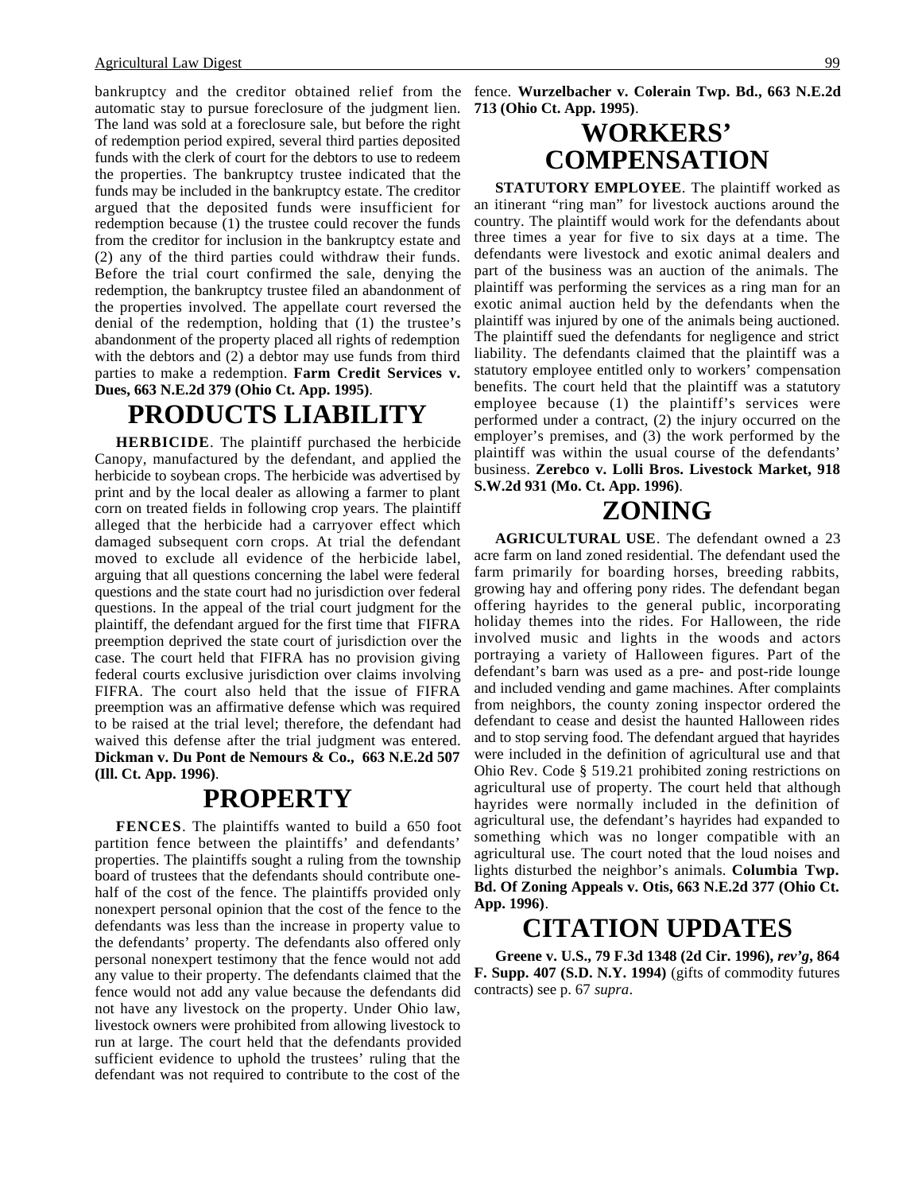bankruptcy and the creditor obtained relief from the automatic stay to pursue foreclosure of the judgment lien. The land was sold at a foreclosure sale, but before the right of redemption period expired, several third parties deposited funds with the clerk of court for the debtors to use to redeem the properties. The bankruptcy trustee indicated that the funds may be included in the bankruptcy estate. The creditor argued that the deposited funds were insufficient for redemption because (1) the trustee could recover the funds from the creditor for inclusion in the bankruptcy estate and (2) any of the third parties could withdraw their funds. Before the trial court confirmed the sale, denying the redemption, the bankruptcy trustee filed an abandonment of the properties involved. The appellate court reversed the denial of the redemption, holding that (1) the trustee's abandonment of the property placed all rights of redemption with the debtors and (2) a debtor may use funds from third parties to make a redemption. **Farm Credit Services v. Dues, 663 N.E.2d 379 (Ohio Ct. App. 1995)**.

# PRODUCTS LIABILITY

**HERBICIDE**. The plaintiff purchased the herbicide Canopy, manufactured by the defendant, and applied the herbicide to soybean crops. The herbicide was advertised by print and by the local dealer as allowing a farmer to plant corn on treated fields in following crop years. The plaintiff alleged that the herbicide had a carryover effect which damaged subsequent corn crops. At trial the defendant moved to exclude all evidence of the herbicide label, arguing that all questions concerning the label were federal questions and the state court had no jurisdiction over federal questions. In the appeal of the trial court judgment for the plaintiff, the defendant argued for the first time that FIFRA preemption deprived the state court of jurisdiction over the case. The court held that FIFRA has no provision giving federal courts exclusive jurisdiction over claims involving FIFRA. The court also held that the issue of FIFRA preemption was an affirmative defense which was required to be raised at the trial level; therefore, the defendant had waived this defense after the trial judgment was entered. **Dickman v. Du Pont de Nemours & Co., 663 N.E.2d 507 (Ill. Ct. App. 1996)**.

# PROPERTY

**FENCES**. The plaintiffs wanted to build a 650 foot partition fence between the plaintiffs' and defendants' properties. The plaintiffs sought a ruling from the township board of trustees that the defendants should contribute one-half of the cost of the fence. The plaintiffs provided only nonexpert personal opinion that the cost of the fence to the defendants was less than the increase in property value to the defendants' property. The defendants also offered only personal nonexpert testimony that the fence would not add any value to their property. The defendants claimed that the fence would not add any value because the defendants did not have any livestock on the property. Under Ohio law, livestock owners were prohibited from allowing livestock to run at large. The court held that the defendants provided sufficient evidence to uphold the trustees' ruling that the defendant was not required to contribute to the cost of the fence. **Wurzelbacher v. Colerain Twp. Bd., 663 N.E.2d 713 (Ohio Ct. App. 1995)**.

# WORKERS' COMPENSATION

**STATUTORY EMPLOYEE**. The plaintiff worked as an itinerant "ring man" for livestock auctions around the country. The plaintiff would work for the defendants about three times a year for five to six days at a time. The defendants were livestock and exotic animal dealers and part of the business was an auction of the animals. The plaintiff was performing the services as a ring man for an exotic animal auction held by the defendants when the plaintiff was injured by one of the animals being auctioned. The plaintiff sued the defendants for negligence and strict liability. The defendants claimed that the plaintiff was a statutory employee entitled only to workers' compensation benefits. The court held that the plaintiff was a statutory employee because (1) the plaintiff's services were performed under a contract, (2) the injury occurred on the employer's premises, and (3) the work performed by the plaintiff was within the usual course of the defendants' business. **Zerebco v. Lolli Bros. Livestock Market, 918 S.W.2d 931 (Mo. Ct. App. 1996)**.

# ZONING

**AGRICULTURAL USE**. The defendant owned a 23 acre farm on land zoned residential. The defendant used the farm primarily for boarding horses, breeding rabbits, growing hay and offering pony rides. The defendant began offering hayrides to the general public, incorporating holiday themes into the rides. For Halloween, the ride involved music and lights in the woods and actors portraying a variety of Halloween figures. Part of the defendant's barn was used as a pre- and post-ride lounge and included vending and game machines. After complaints from neighbors, the county zoning inspector ordered the defendant to cease and desist the haunted Halloween rides and to stop serving food. The defendant argued that hayrides were included in the definition of agricultural use and that Ohio Rev. Code § 519.21 prohibited zoning restrictions on agricultural use of property. The court held that although hayrides were normally included in the definition of agricultural use, the defendant's hayrides had expanded to something which was no longer compatible with an agricultural use. The court noted that the loud noises and lights disturbed the neighbor's animals. **Columbia Twp. Bd. Of Zoning Appeals v. Otis, 663 N.E.2d 377 (Ohio Ct. App. 1996)**.

# CITATION UPDATES

**Greene v. U.S., 79 F.3d 1348 (2d Cir. 1996), *rev'g*, 864 F. Supp. 407 (S.D. N.Y. 1994)** (gifts of commodity futures contracts) see p. 67 *supra*.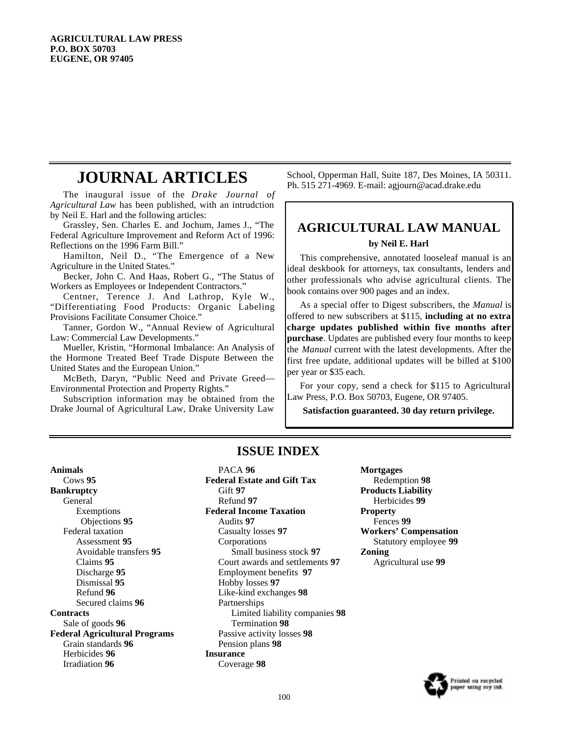**AGRICULTURAL LAW PRESS**
**P.O. BOX 50703**
**EUGENE, OR 97405**

# JOURNAL ARTICLES

The inaugural issue of the *Drake Journal of Agricultural Law* has been published, with an intrudction by Neil E. Harl and the following articles:

Grassley, Sen. Charles E. and Jochum, James J., "The Federal Agriculture Improvement and Reform Act of 1996: Reflections on the 1996 Farm Bill."

Hamilton, Neil D., "The Emergence of a New Agriculture in the United States."

Becker, John C. And Haas, Robert G., "The Status of Workers as Employees or Independent Contractors."

Centner, Terence J. And Lathrop, Kyle W., "Differentiating Food Products: Organic Labeling Provisions Facilitate Consumer Choice."

Tanner, Gordon W., "Annual Review of Agricultural Law: Commercial Law Developments."

Mueller, Kristin, "Hormonal Imbalance: An Analysis of the Hormone Treated Beef Trade Dispute Between the United States and the European Union."

McBeth, Daryn, "Public Need and Private Greed—Environmental Protection and Property Rights."

Subscription information may be obtained from the Drake Journal of Agricultural Law, Drake University Law School, Opperman Hall, Suite 187, Des Moines, IA 50311. Ph. 515 271-4969. E-mail: agjourn@acad.drake.edu

## AGRICULTURAL LAW MANUAL

**by Neil E. Harl**

This comprehensive, annotated looseleaf manual is an ideal deskbook for attorneys, tax consultants, lenders and other professionals who advise agricultural clients. The book contains over 900 pages and an index.

As a special offer to Digest subscribers, the *Manual* is offered to new subscribers at $115, **including at no extra charge updates published within five months after purchase**. Updates are published every four months to keep the *Manual* current with the latest developments. After the first free update, additional updates will be billed at $100 per year or $35 each.

For your copy, send a check for $115 to Agricultural Law Press, P.O. Box 50703, Eugene, OR 97405.

**Satisfaction guaranteed. 30 day return privilege.**

## ISSUE INDEX

**Animals**
- Cows **95**

**Bankruptcy**
- General
  - Exemptions
    - Objections **95**
- Federal taxation
  - Assessment **95**
  - Avoidable transfers **95**
  - Claims **95**
  - Discharge **95**
  - Dismissal **95**
  - Refund **96**
  - Secured claims **96**

**Contracts**
- Sale of goods **96**

**Federal Agricultural Programs**
- Grain standards **96**
- Herbicides **96**
- Irradiation **96**
- PACA **96**

**Federal Estate and Gift Tax**
- Gift **97**
- Refund **97**

**Federal Income Taxation**
- Audits **97**
- Casualty losses **97**
- Corporations
  - Small business stock **97**
- Court awards and settlements **97**
- Employment benefits **97**
- Hobby losses **97**
- Like-kind exchanges **98**
- Partnerships
  - Limited liability companies **98**
  - Termination **98**
- Passive activity losses **98**
- Pension plans **98**

**Insurance**
- Coverage **98**

**Mortgages**
- Redemption **98**

**Products Liability**
- Herbicides **99**

**Property**
- Fences **99**

**Workers' Compensation**
- Statutory employee **99**

**Zoning**
- Agricultural use **99**

Printed on recycled paper using soy ink.